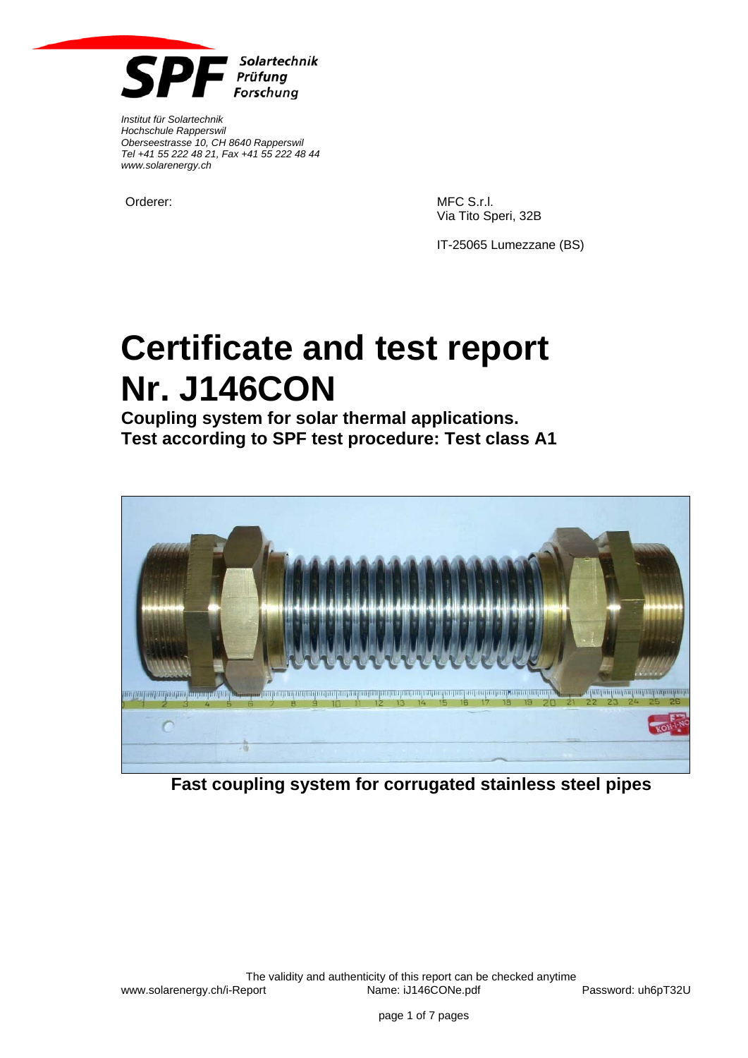**SPF** *Solartechnik Prüfung Forschung*

*Institut für Solartechnik*
*Hochschule Rapperswil*
*Oberseestrasse 10, CH 8640 Rapperswil*
*Tel +41 55 222 48 21, Fax +41 55 222 48 44*
*www.solarenergy.ch*

Orderer:

MFC S.r.l.
Via Tito Speri, 32B

IT-25065 Lumezzane (BS)

# Certificate and test report Nr. J146CON

**Coupling system for solar thermal applications.**
**Test according to SPF test procedure: Test class A1**

**Fast coupling system for corrugated stainless steel pipes**

The validity and authenticity of this report can be checked anytime
www.solarenergy.ch/i-Report Name: iJ146CONe.pdf Password: uh6pT32U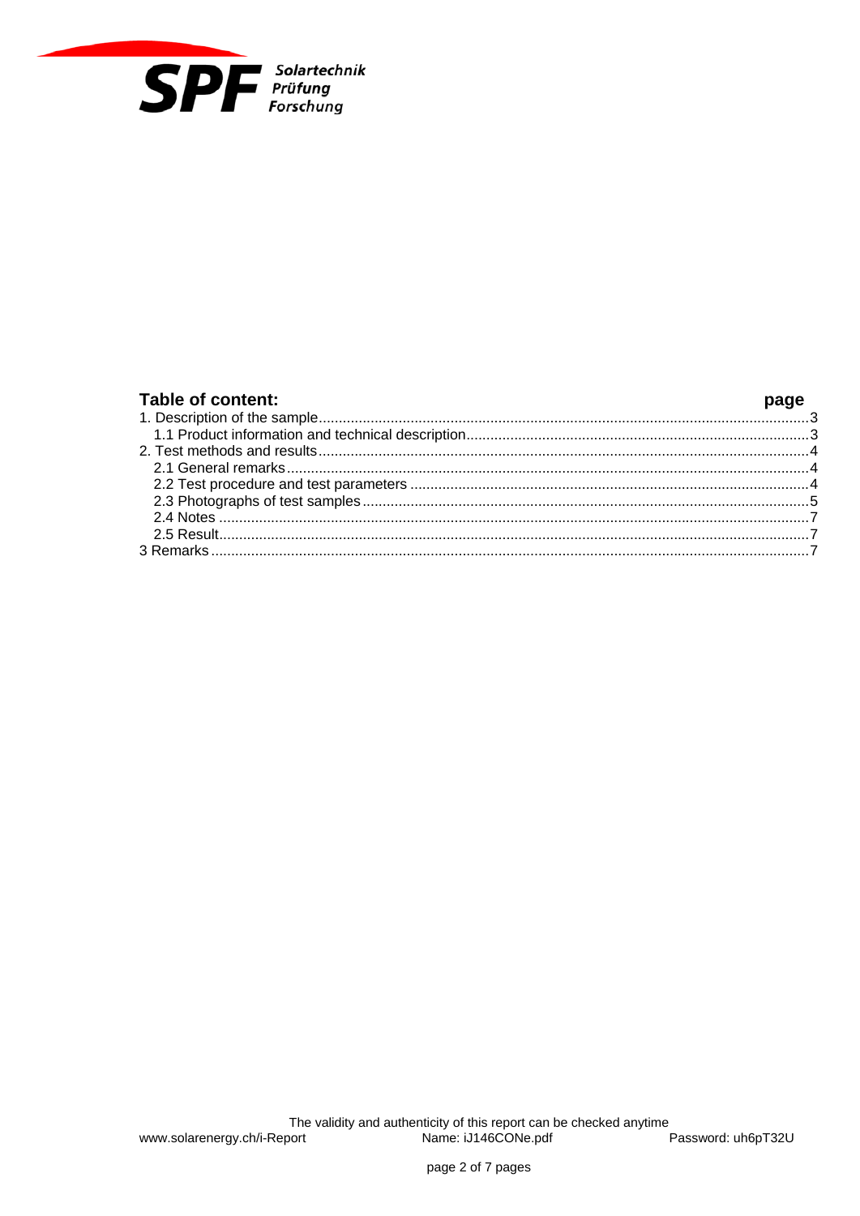**Table of content:** **page**

| | |
|---|---|
| 1. Description of the sample | 3 |
| 1.1 Product information and technical description | 3 |
| 2. Test methods and results | 4 |
| 2.1 General remarks | 4 |
| 2.2 Test procedure and test parameters | 4 |
| 2.3 Photographs of test samples | 5 |
| 2.4 Notes | 7 |
| 2.5 Result | 7 |
| 3 Remarks | 7 |

The validity and authenticity of this report can be checked anytime
www.solarenergy.ch/i-Report Name: iJ146CONe.pdf Password: uh6pT32U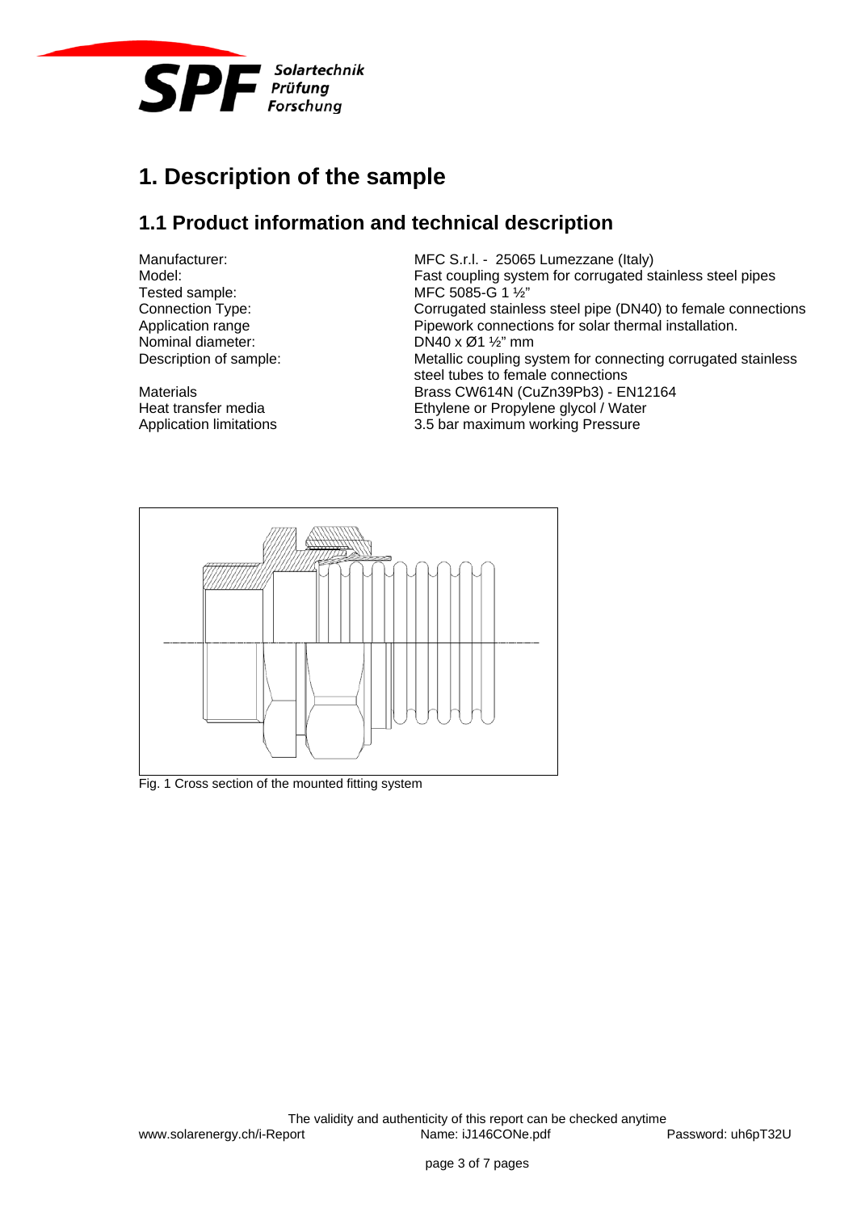# 1. Description of the sample

## 1.1 Product information and technical description

| | |
|---|---|
| Manufacturer: | MFC S.r.l. - 25065 Lumezzane (Italy) |
| Model: | Fast coupling system for corrugated stainless steel pipes |
| Tested sample: | MFC 5085-G 1 ½" |
| Connection Type: | Corrugated stainless steel pipe (DN40) to female connections |
| Application range | Pipework connections for solar thermal installation. |
| Nominal diameter: | DN40 x Ø1 ½" mm |
| Description of sample: | Metallic coupling system for connecting corrugated stainless steel tubes to female connections |
| Materials | Brass CW614N (CuZn39Pb3) - EN12164 |
| Heat transfer media | Ethylene or Propylene glycol / Water |
| Application limitations | 3.5 bar maximum working Pressure |

Fig. 1 Cross section of the mounted fitting system

The validity and authenticity of this report can be checked anytime
www.solarenergy.ch/i-Report Name: iJ146CONe.pdf Password: uh6pT32U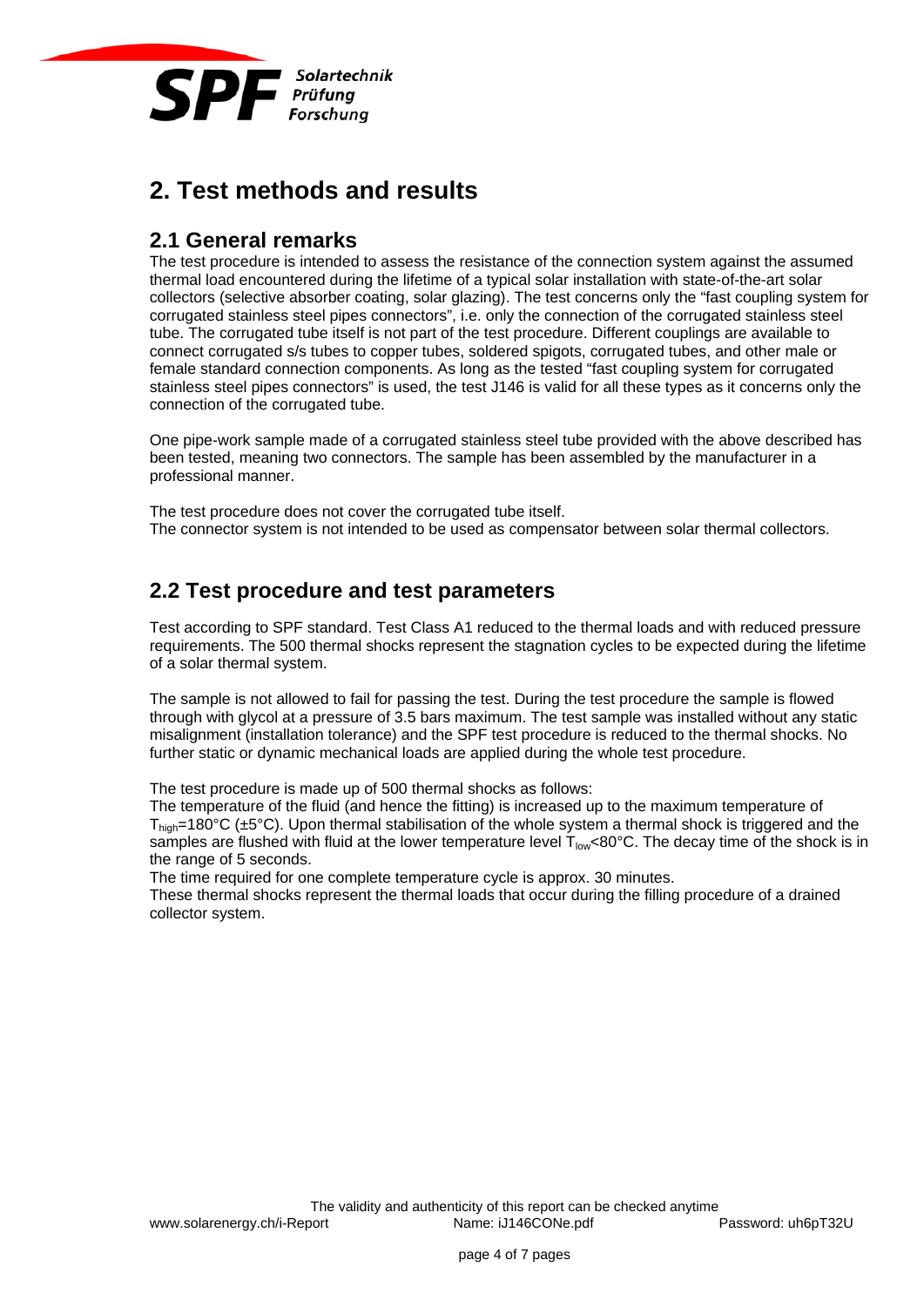# 2. Test methods and results

## 2.1 General remarks

The test procedure is intended to assess the resistance of the connection system against the assumed thermal load encountered during the lifetime of a typical solar installation with state-of-the-art solar collectors (selective absorber coating, solar glazing). The test concerns only the "fast coupling system for corrugated stainless steel pipes connectors", i.e. only the connection of the corrugated stainless steel tube. The corrugated tube itself is not part of the test procedure. Different couplings are available to connect corrugated s/s tubes to copper tubes, soldered spigots, corrugated tubes, and other male or female standard connection components. As long as the tested "fast coupling system for corrugated stainless steel pipes connectors" is used, the test J146 is valid for all these types as it concerns only the connection of the corrugated tube.

One pipe-work sample made of a corrugated stainless steel tube provided with the above described has been tested, meaning two connectors. The sample has been assembled by the manufacturer in a professional manner.

The test procedure does not cover the corrugated tube itself.
The connector system is not intended to be used as compensator between solar thermal collectors.

## 2.2 Test procedure and test parameters

Test according to SPF standard. Test Class A1 reduced to the thermal loads and with reduced pressure requirements. The 500 thermal shocks represent the stagnation cycles to be expected during the lifetime of a solar thermal system.

The sample is not allowed to fail for passing the test. During the test procedure the sample is flowed through with glycol at a pressure of 3.5 bars maximum. The test sample was installed without any static misalignment (installation tolerance) and the SPF test procedure is reduced to the thermal shocks. No further static or dynamic mechanical loads are applied during the whole test procedure.

The test procedure is made up of 500 thermal shocks as follows:
The temperature of the fluid (and hence the fitting) is increased up to the maximum temperature of $T_{high}$=180°C (±5°C). Upon thermal stabilisation of the whole system a thermal shock is triggered and the samples are flushed with fluid at the lower temperature level $T_{low}$<80°C. The decay time of the shock is in the range of 5 seconds.
The time required for one complete temperature cycle is approx. 30 minutes.
These thermal shocks represent the thermal loads that occur during the filling procedure of a drained collector system.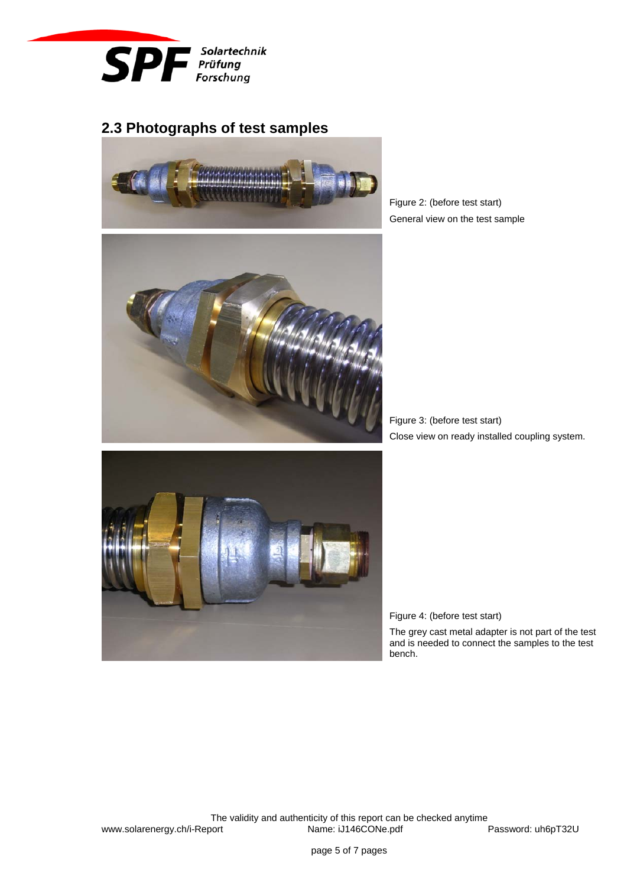## 2.3 Photographs of test samples

Figure 2: (before test start)
General view on the test sample

Figure 3: (before test start)
Close view on ready installed coupling system.

Figure 4: (before test start)
The grey cast metal adapter is not part of the test and is needed to connect the samples to the test bench.

The validity and authenticity of this report can be checked anytime
www.solarenergy.ch/i-Report Name: iJ146CONe.pdf Password: uh6pT32U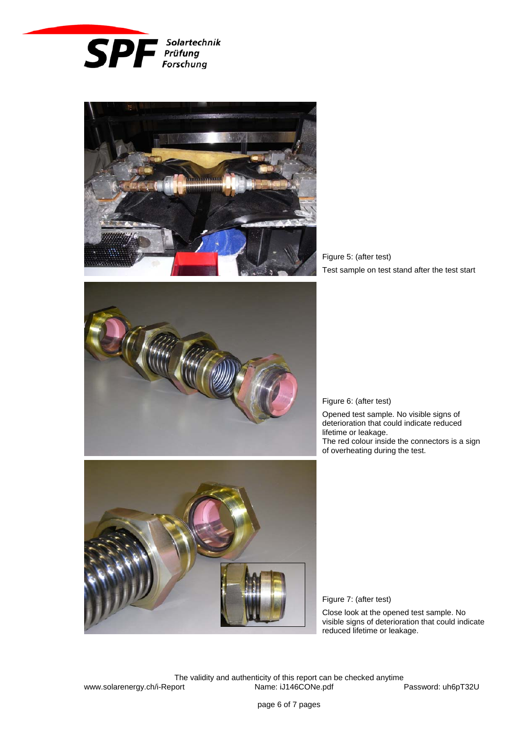Figure 5: (after test)

Test sample on test stand after the test start

Figure 6: (after test)

Opened test sample. No visible signs of deterioration that could indicate reduced lifetime or leakage.
The red colour inside the connectors is a sign of overheating during the test.

Figure 7: (after test)

Close look at the opened test sample. No visible signs of deterioration that could indicate reduced lifetime or leakage.

The validity and authenticity of this report can be checked anytime
www.solarenergy.ch/i-Report Name: iJ146CONe.pdf Password: uh6pT32U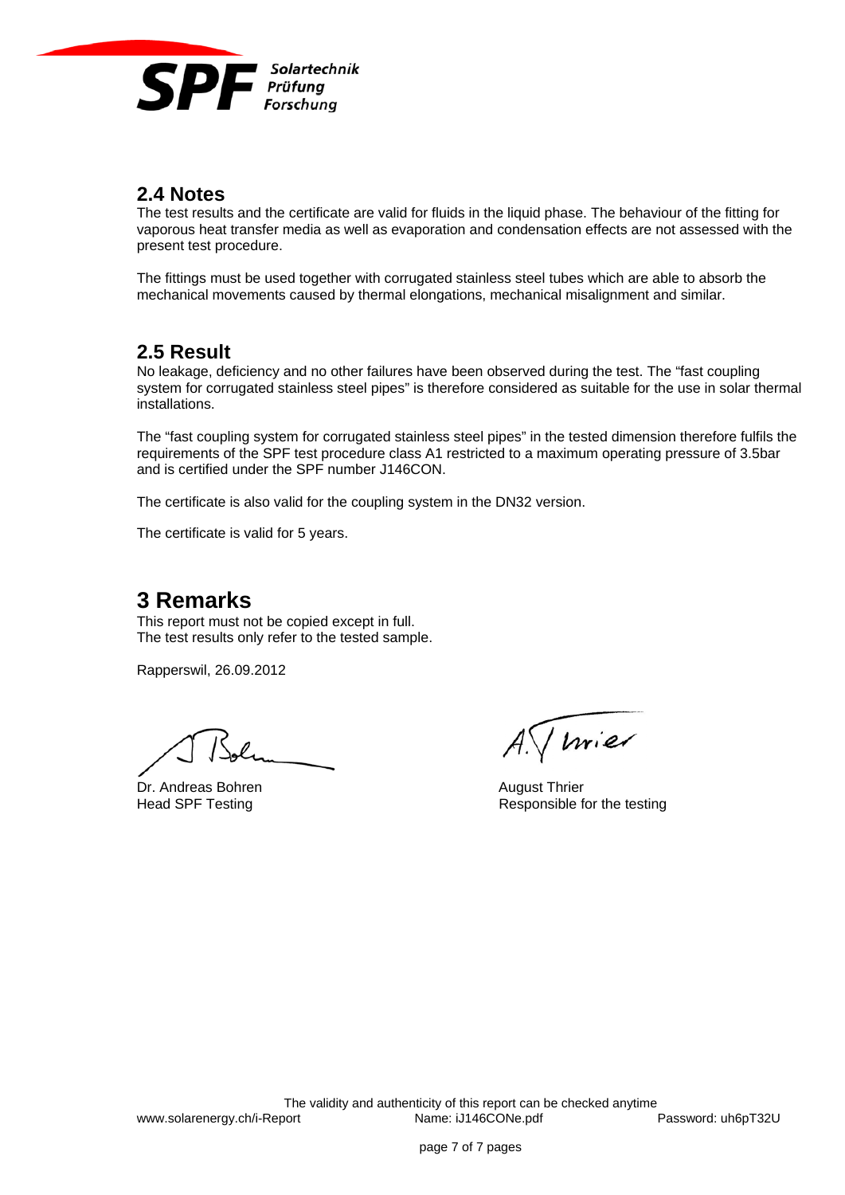## 2.4 Notes

The test results and the certificate are valid for fluids in the liquid phase. The behaviour of the fitting for vaporous heat transfer media as well as evaporation and condensation effects are not assessed with the present test procedure.

The fittings must be used together with corrugated stainless steel tubes which are able to absorb the mechanical movements caused by thermal elongations, mechanical misalignment and similar.

## 2.5 Result

No leakage, deficiency and no other failures have been observed during the test. The “fast coupling system for corrugated stainless steel pipes” is therefore considered as suitable for the use in solar thermal installations.

The “fast coupling system for corrugated stainless steel pipes” in the tested dimension therefore fulfils the requirements of the SPF test procedure class A1 restricted to a maximum operating pressure of 3.5bar and is certified under the SPF number J146CON.

The certificate is also valid for the coupling system in the DN32 version.

The certificate is valid for 5 years.

# 3 Remarks

This report must not be copied except in full.
The test results only refer to the tested sample.

Rapperswil, 26.09.2012

Dr. Andreas Bohren
Head SPF Testing

August Thrier
Responsible for the testing

The validity and authenticity of this report can be checked anytime
www.solarenergy.ch/i-Report Name: iJ146CONe.pdf Password: uh6pT32U